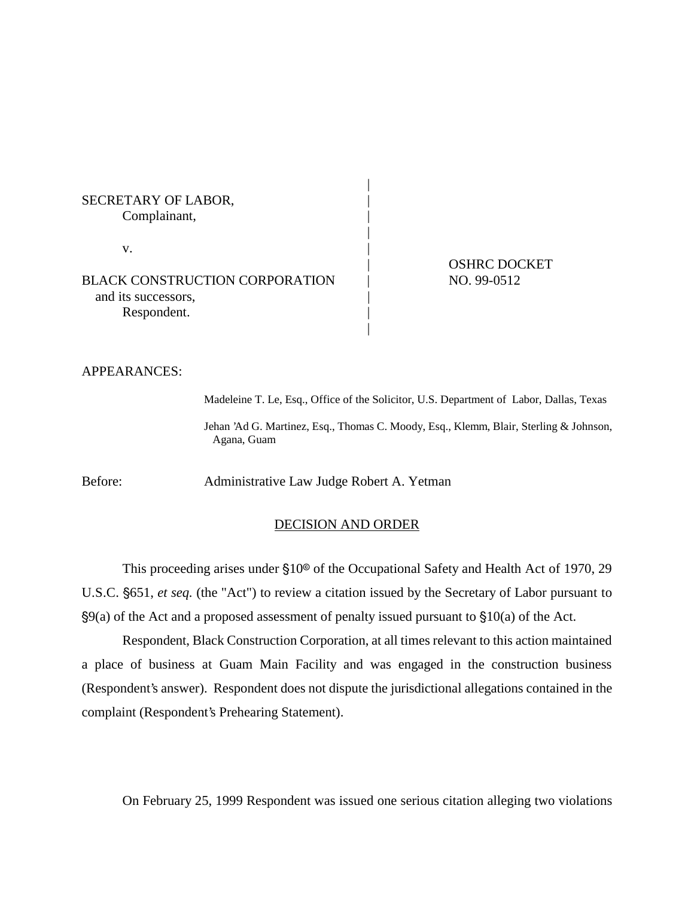SECRETARY OF LABOR,
Complainant,

v.

BLACK CONSTRUCTION CORPORATION
and its successors,
Respondent.

OSHRC DOCKET NO. 99-0512

APPEARANCES:

Madeleine T. Le, Esq., Office of the Solicitor, U.S. Department of Labor, Dallas, Texas

Jehan 'Ad G. Martinez, Esq., Thomas C. Moody, Esq., Klemm, Blair, Sterling & Johnson, Agana, Guam

Before: Administrative Law Judge Robert A. Yetman

## DECISION AND ORDER

This proceeding arises under §10© of the Occupational Safety and Health Act of 1970, 29 U.S.C. §651, *et seq.* (the "Act") to review a citation issued by the Secretary of Labor pursuant to §9(a) of the Act and a proposed assessment of penalty issued pursuant to §10(a) of the Act.

Respondent, Black Construction Corporation, at all times relevant to this action maintained a place of business at Guam Main Facility and was engaged in the construction business (Respondent's answer). Respondent does not dispute the jurisdictional allegations contained in the complaint (Respondent's Prehearing Statement).

On February 25, 1999 Respondent was issued one serious citation alleging two violations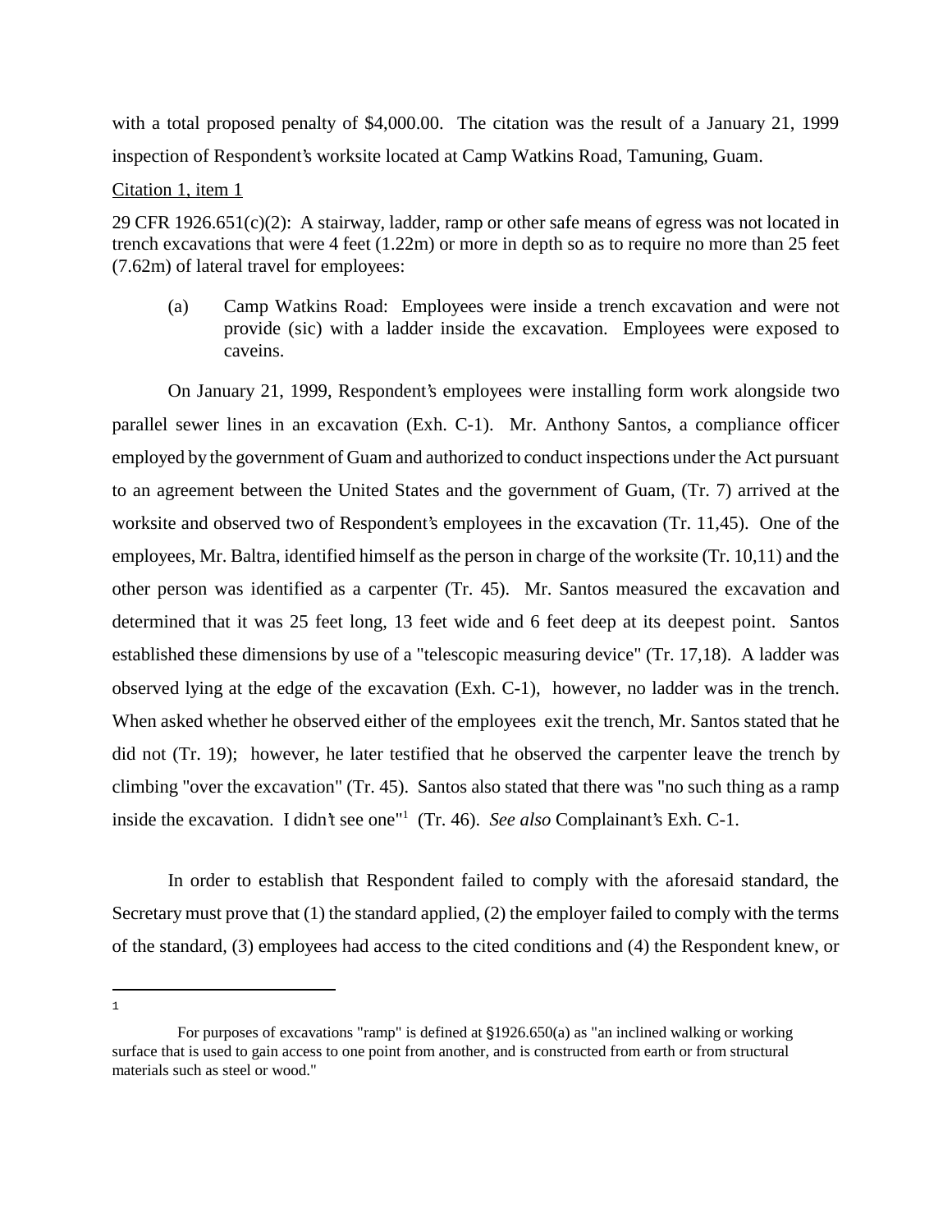with a total proposed penalty of $4,000.00. The citation was the result of a January 21, 1999 inspection of Respondent's worksite located at Camp Watkins Road, Tamuning, Guam.

Citation 1, item 1

29 CFR 1926.651(c)(2): A stairway, ladder, ramp or other safe means of egress was not located in trench excavations that were 4 feet (1.22m) or more in depth so as to require no more than 25 feet (7.62m) of lateral travel for employees:

> (a) Camp Watkins Road: Employees were inside a trench excavation and were not provide (sic) with a ladder inside the excavation. Employees were exposed to caveins.

On January 21, 1999, Respondent's employees were installing form work alongside two parallel sewer lines in an excavation (Exh. C-1). Mr. Anthony Santos, a compliance officer employed by the government of Guam and authorized to conduct inspections under the Act pursuant to an agreement between the United States and the government of Guam, (Tr. 7) arrived at the worksite and observed two of Respondent's employees in the excavation (Tr. 11,45). One of the employees, Mr. Baltra, identified himself as the person in charge of the worksite (Tr. 10,11) and the other person was identified as a carpenter (Tr. 45). Mr. Santos measured the excavation and determined that it was 25 feet long, 13 feet wide and 6 feet deep at its deepest point. Santos established these dimensions by use of a "telescopic measuring device" (Tr. 17,18). A ladder was observed lying at the edge of the excavation (Exh. C-1), however, no ladder was in the trench. When asked whether he observed either of the employees exit the trench, Mr. Santos stated that he did not (Tr. 19); however, he later testified that he observed the carpenter leave the trench by climbing "over the excavation" (Tr. 45). Santos also stated that there was "no such thing as a ramp inside the excavation. I didn't see one"[1] (Tr. 46). *See also* Complainant's Exh. C-1.

In order to establish that Respondent failed to comply with the aforesaid standard, the Secretary must prove that (1) the standard applied, (2) the employer failed to comply with the terms of the standard, (3) employees had access to the cited conditions and (4) the Respondent knew, or

---

[1] For purposes of excavations "ramp" is defined at §1926.650(a) as "an inclined walking or working surface that is used to gain access to one point from another, and is constructed from earth or from structural materials such as steel or wood."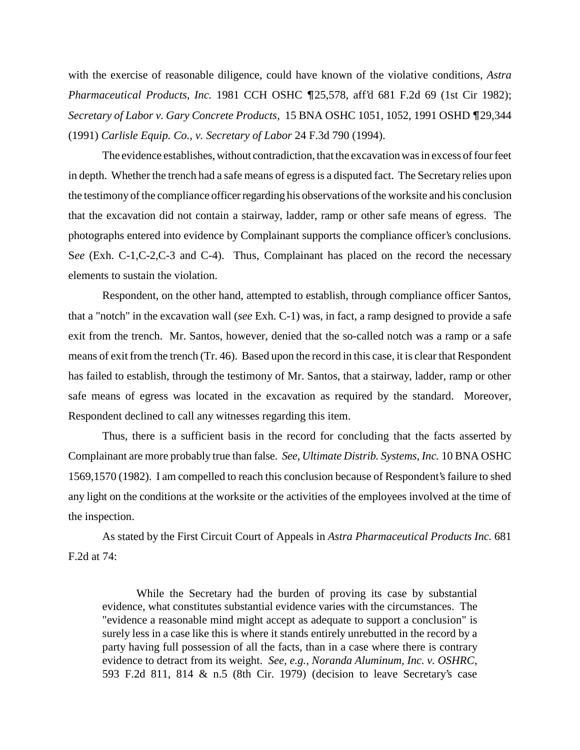with the exercise of reasonable diligence, could have known of the violative conditions, *Astra Pharmaceutical Products, Inc.* 1981 CCH OSHC ¶25,578, aff'd 681 F.2d 69 (1st Cir 1982); *Secretary of Labor v. Gary Concrete Products*, 15 BNA OSHC 1051, 1052, 1991 OSHD ¶29,344 (1991) *Carlisle Equip. Co., v. Secretary of Labor* 24 F.3d 790 (1994).

The evidence establishes, without contradiction, that the excavation was in excess of four feet in depth. Whether the trench had a safe means of egress is a disputed fact. The Secretary relies upon the testimony of the compliance officer regarding his observations of the worksite and his conclusion that the excavation did not contain a stairway, ladder, ramp or other safe means of egress. The photographs entered into evidence by Complainant supports the compliance officer's conclusions. S*ee* (Exh. C-1,C-2,C-3 and C-4). Thus, Complainant has placed on the record the necessary elements to sustain the violation.

Respondent, on the other hand, attempted to establish, through compliance officer Santos, that a "notch" in the excavation wall (*see* Exh. C-1) was, in fact, a ramp designed to provide a safe exit from the trench. Mr. Santos, however, denied that the so-called notch was a ramp or a safe means of exit from the trench (Tr. 46). Based upon the record in this case, it is clear that Respondent has failed to establish, through the testimony of Mr. Santos, that a stairway, ladder, ramp or other safe means of egress was located in the excavation as required by the standard. Moreover, Respondent declined to call any witnesses regarding this item.

Thus, there is a sufficient basis in the record for concluding that the facts asserted by Complainant are more probably true than false. *See, Ultimate Distrib. Systems, Inc.* 10 BNA OSHC 1569,1570 (1982). I am compelled to reach this conclusion because of Respondent's failure to shed any light on the conditions at the worksite or the activities of the employees involved at the time of the inspection.

As stated by the First Circuit Court of Appeals in *Astra Pharmaceutical Products Inc.* 681 F.2d at 74:

> While the Secretary had the burden of proving its case by substantial evidence, what constitutes substantial evidence varies with the circumstances. The "evidence a reasonable mind might accept as adequate to support a conclusion" is surely less in a case like this is where it stands entirely unrebutted in the record by a party having full possession of all the facts, than in a case where there is contrary evidence to detract from its weight. *See, e.g., Noranda Aluminum, Inc. v. OSHRC*, 593 F.2d 811, 814 & n.5 (8th Cir. 1979) (decision to leave Secretary's case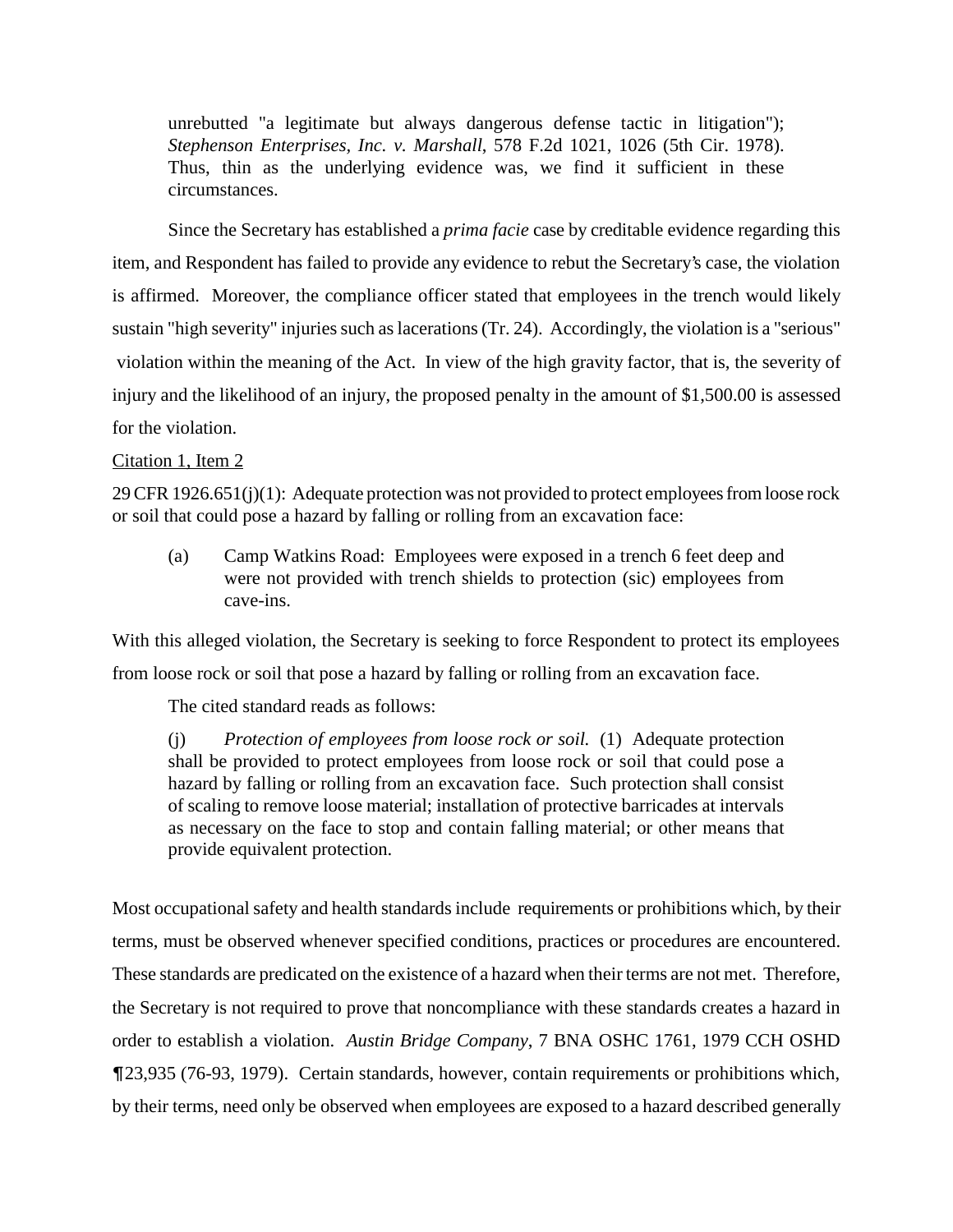> unrebutted "a legitimate but always dangerous defense tactic in litigation"); *Stephenson Enterprises, Inc. v. Marshall*, 578 F.2d 1021, 1026 (5th Cir. 1978). Thus, thin as the underlying evidence was, we find it sufficient in these circumstances.

Since the Secretary has established a *prima facie* case by creditable evidence regarding this item, and Respondent has failed to provide any evidence to rebut the Secretary's case, the violation is affirmed. Moreover, the compliance officer stated that employees in the trench would likely sustain "high severity" injuries such as lacerations (Tr. 24). Accordingly, the violation is a "serious" violation within the meaning of the Act. In view of the high gravity factor, that is, the severity of injury and the likelihood of an injury, the proposed penalty in the amount of $1,500.00 is assessed for the violation.

Citation 1, Item 2

29 CFR 1926.651(j)(1): Adequate protection was not provided to protect employees from loose rock or soil that could pose a hazard by falling or rolling from an excavation face:

> (a) Camp Watkins Road: Employees were exposed in a trench 6 feet deep and were not provided with trench shields to protection (sic) employees from cave-ins.

With this alleged violation, the Secretary is seeking to force Respondent to protect its employees from loose rock or soil that pose a hazard by falling or rolling from an excavation face.

The cited standard reads as follows:

> (j) *Protection of employees from loose rock or soil.* (1) Adequate protection shall be provided to protect employees from loose rock or soil that could pose a hazard by falling or rolling from an excavation face. Such protection shall consist of scaling to remove loose material; installation of protective barricades at intervals as necessary on the face to stop and contain falling material; or other means that provide equivalent protection.

Most occupational safety and health standards include requirements or prohibitions which, by their terms, must be observed whenever specified conditions, practices or procedures are encountered. These standards are predicated on the existence of a hazard when their terms are not met. Therefore, the Secretary is not required to prove that noncompliance with these standards creates a hazard in order to establish a violation. *Austin Bridge Company*, 7 BNA OSHC 1761, 1979 CCH OSHD ¶23,935 (76-93, 1979). Certain standards, however, contain requirements or prohibitions which, by their terms, need only be observed when employees are exposed to a hazard described generally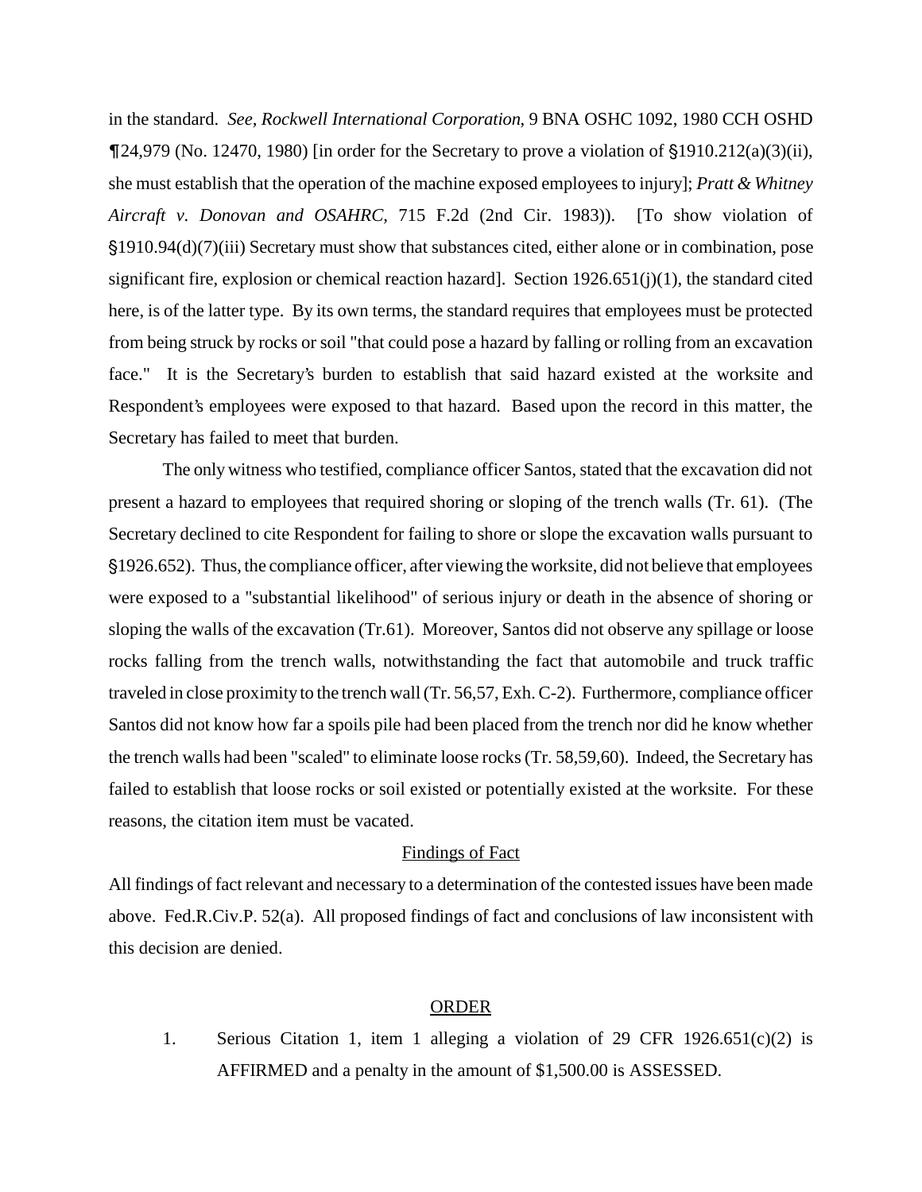in the standard. *See, Rockwell International Corporation*, 9 BNA OSHC 1092, 1980 CCH OSHD ¶24,979 (No. 12470, 1980) [in order for the Secretary to prove a violation of §1910.212(a)(3)(ii), she must establish that the operation of the machine exposed employees to injury]; *Pratt & Whitney Aircraft v. Donovan and OSAHRC*, 715 F.2d (2nd Cir. 1983)). [To show violation of §1910.94(d)(7)(iii) Secretary must show that substances cited, either alone or in combination, pose significant fire, explosion or chemical reaction hazard]. Section 1926.651(j)(1), the standard cited here, is of the latter type. By its own terms, the standard requires that employees must be protected from being struck by rocks or soil "that could pose a hazard by falling or rolling from an excavation face." It is the Secretary's burden to establish that said hazard existed at the worksite and Respondent's employees were exposed to that hazard. Based upon the record in this matter, the Secretary has failed to meet that burden.

The only witness who testified, compliance officer Santos, stated that the excavation did not present a hazard to employees that required shoring or sloping of the trench walls (Tr. 61). (The Secretary declined to cite Respondent for failing to shore or slope the excavation walls pursuant to §1926.652). Thus, the compliance officer, after viewing the worksite, did not believe that employees were exposed to a "substantial likelihood" of serious injury or death in the absence of shoring or sloping the walls of the excavation (Tr.61). Moreover, Santos did not observe any spillage or loose rocks falling from the trench walls, notwithstanding the fact that automobile and truck traffic traveled in close proximity to the trench wall (Tr. 56,57, Exh. C-2). Furthermore, compliance officer Santos did not know how far a spoils pile had been placed from the trench nor did he know whether the trench walls had been "scaled" to eliminate loose rocks (Tr. 58,59,60). Indeed, the Secretary has failed to establish that loose rocks or soil existed or potentially existed at the worksite. For these reasons, the citation item must be vacated.

## Findings of Fact

All findings of fact relevant and necessary to a determination of the contested issues have been made above. Fed.R.Civ.P. 52(a). All proposed findings of fact and conclusions of law inconsistent with this decision are denied.

## ORDER

1. Serious Citation 1, item 1 alleging a violation of 29 CFR 1926.651(c)(2) is AFFIRMED and a penalty in the amount of $1,500.00 is ASSESSED.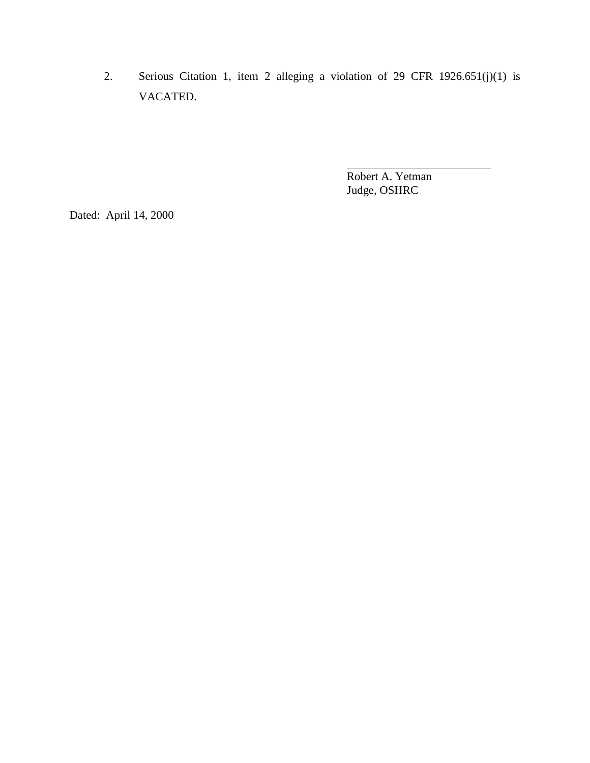2. Serious Citation 1, item 2 alleging a violation of 29 CFR 1926.651(j)(1) is VACATED.

Robert A. Yetman
Judge, OSHRC

Dated: April 14, 2000